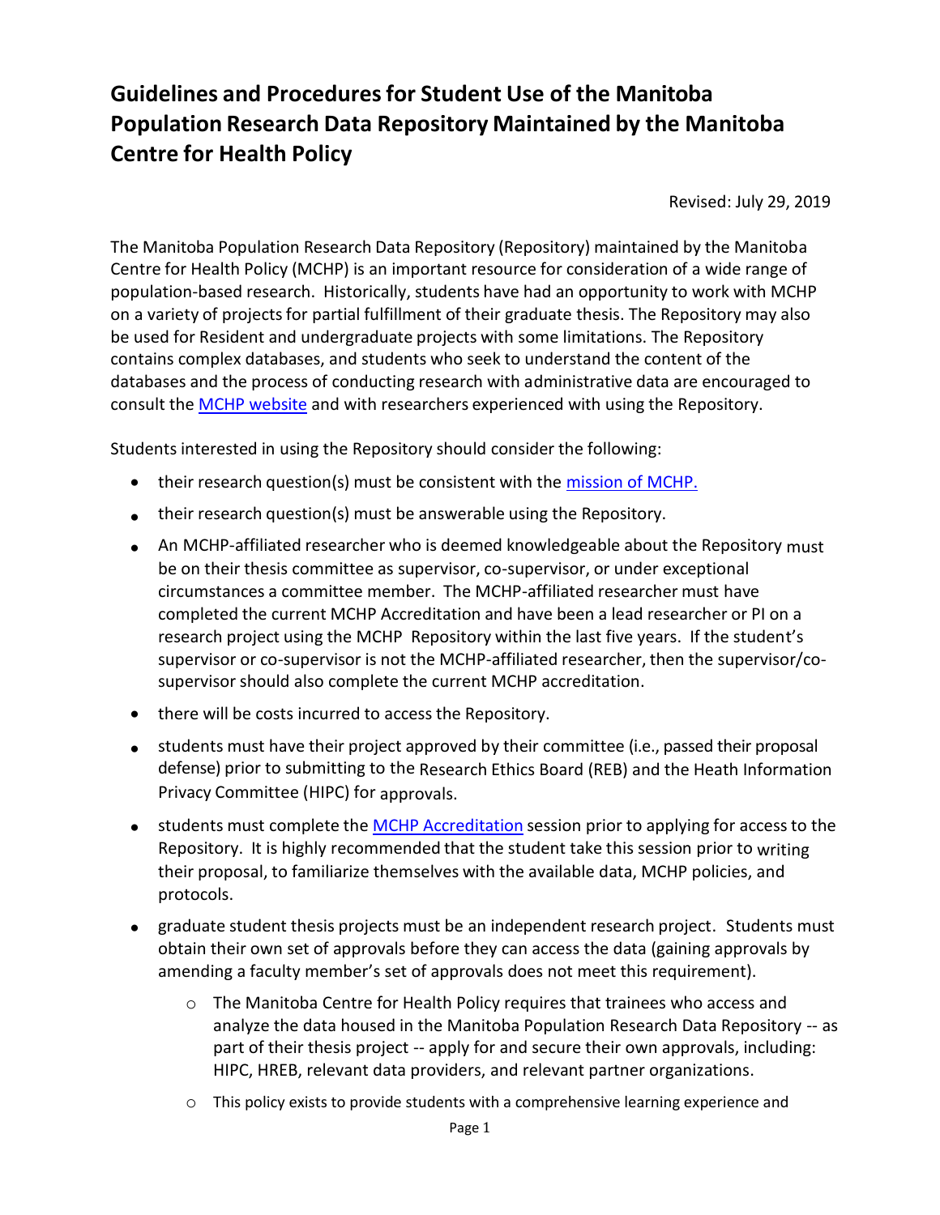# Guidelines and Procedures for Student Use of the Manitoba Population Research Data Repository Maintained by the Manitoba Centre for Health Policy

Revised: July 29, 2019

The Manitoba Population Research Data Repository (Repository) maintained by the Manitoba Centre for Health Policy (MCHP) is an important resource for consideration of a wide range of population-based research. Historically, students have had an opportunity to work with MCHP on a variety of projects for partial fulfillment of their graduate thesis. The Repository may also be used for Resident and undergraduate projects with some limitations. The Repository contains complex databases, and students who seek to understand the content of the databases and the process of conducting research with administrative data are encouraged to consult the MCHP website and with researchers experienced with using the Repository.

Students interested in using the Repository should consider the following:

- their research question(s) must be consistent with the mission of MCHP.
- their research question(s) must be answerable using the Repository.
- An MCHP-affiliated researcher who is deemed knowledgeable about the Repository must be on their thesis committee as supervisor, co-supervisor, or under exceptional circumstances a committee member. The MCHP-affiliated researcher must have completed the current MCHP Accreditation and have been a lead researcher or PI on a research project using the MCHP Repository within the last five years. If the student's supervisor or co-supervisor is not the MCHP-affiliated researcher, then the supervisor/co-supervisor should also complete the current MCHP accreditation.
- there will be costs incurred to access the Repository.
- students must have their project approved by their committee (i.e., passed their proposal defense) prior to submitting to the Research Ethics Board (REB) and the Heath Information Privacy Committee (HIPC) for approvals.
- students must complete the MCHP Accreditation session prior to applying for access to the Repository. It is highly recommended that the student take this session prior to writing their proposal, to familiarize themselves with the available data, MCHP policies, and protocols.
- graduate student thesis projects must be an independent research project. Students must obtain their own set of approvals before they can access the data (gaining approvals by amending a faculty member's set of approvals does not meet this requirement).
    - The Manitoba Centre for Health Policy requires that trainees who access and analyze the data housed in the Manitoba Population Research Data Repository -- as part of their thesis project -- apply for and secure their own approvals, including: HIPC, HREB, relevant data providers, and relevant partner organizations.
    - This policy exists to provide students with a comprehensive learning experience and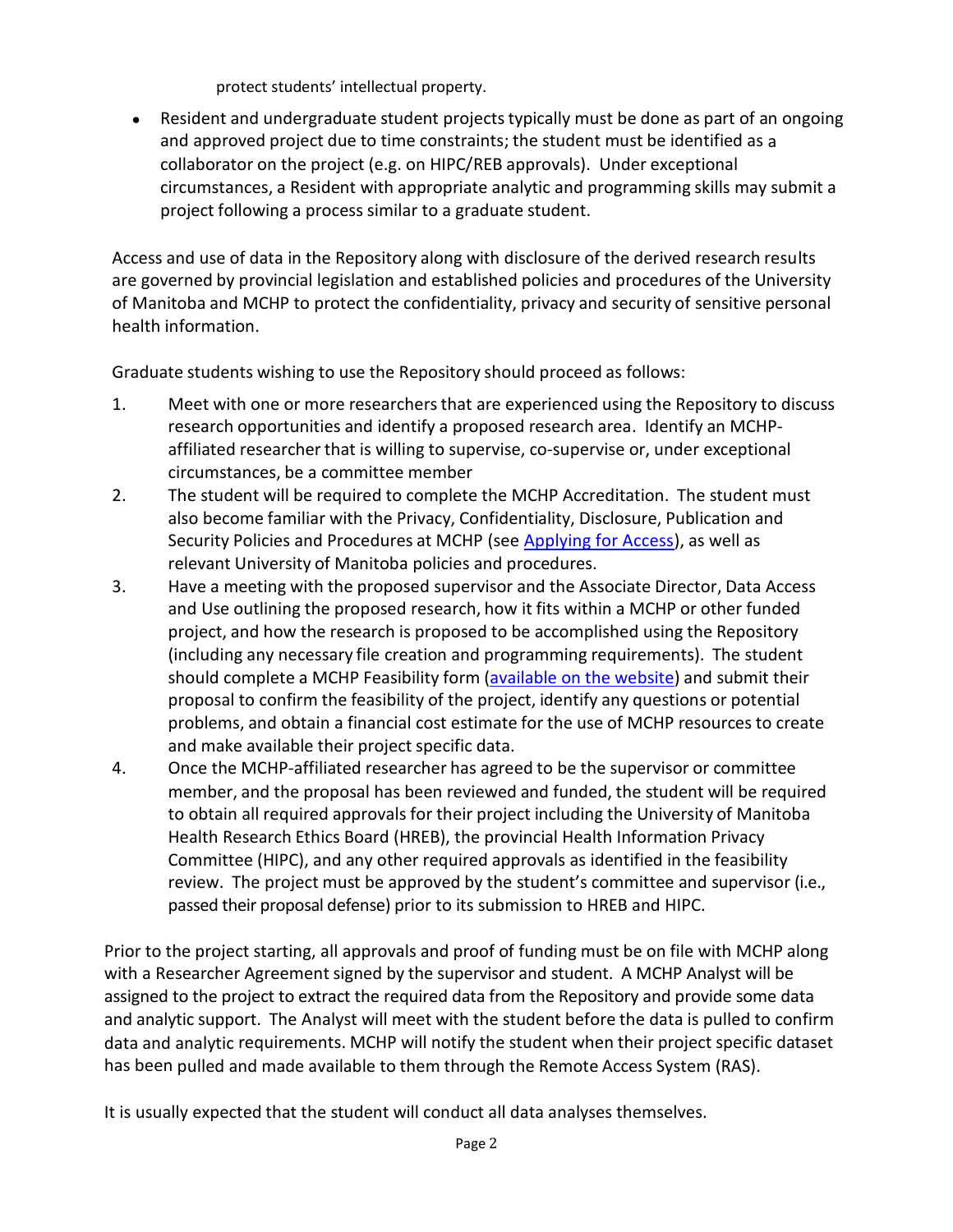protect students' intellectual property.

- Resident and undergraduate student projects typically must be done as part of an ongoing and approved project due to time constraints; the student must be identified as a collaborator on the project (e.g. on HIPC/REB approvals). Under exceptional circumstances, a Resident with appropriate analytic and programming skills may submit a project following a process similar to a graduate student.

Access and use of data in the Repository along with disclosure of the derived research results are governed by provincial legislation and established policies and procedures of the University of Manitoba and MCHP to protect the confidentiality, privacy and security of sensitive personal health information.

Graduate students wishing to use the Repository should proceed as follows:

1. Meet with one or more researchers that are experienced using the Repository to discuss research opportunities and identify a proposed research area. Identify an MCHP-affiliated researcher that is willing to supervise, co-supervise or, under exceptional circumstances, be a committee member
2. The student will be required to complete the MCHP Accreditation. The student must also become familiar with the Privacy, Confidentiality, Disclosure, Publication and Security Policies and Procedures at MCHP (see Applying for Access), as well as relevant University of Manitoba policies and procedures.
3. Have a meeting with the proposed supervisor and the Associate Director, Data Access and Use outlining the proposed research, how it fits within a MCHP or other funded project, and how the research is proposed to be accomplished using the Repository (including any necessary file creation and programming requirements). The student should complete a MCHP Feasibility form (available on the website) and submit their proposal to confirm the feasibility of the project, identify any questions or potential problems, and obtain a financial cost estimate for the use of MCHP resources to create and make available their project specific data.
4. Once the MCHP-affiliated researcher has agreed to be the supervisor or committee member, and the proposal has been reviewed and funded, the student will be required to obtain all required approvals for their project including the University of Manitoba Health Research Ethics Board (HREB), the provincial Health Information Privacy Committee (HIPC), and any other required approvals as identified in the feasibility review. The project must be approved by the student's committee and supervisor (i.e., passed their proposal defense) prior to its submission to HREB and HIPC.

Prior to the project starting, all approvals and proof of funding must be on file with MCHP along with a Researcher Agreement signed by the supervisor and student. A MCHP Analyst will be assigned to the project to extract the required data from the Repository and provide some data and analytic support. The Analyst will meet with the student before the data is pulled to confirm data and analytic requirements. MCHP will notify the student when their project specific dataset has been pulled and made available to them through the Remote Access System (RAS).

It is usually expected that the student will conduct all data analyses themselves.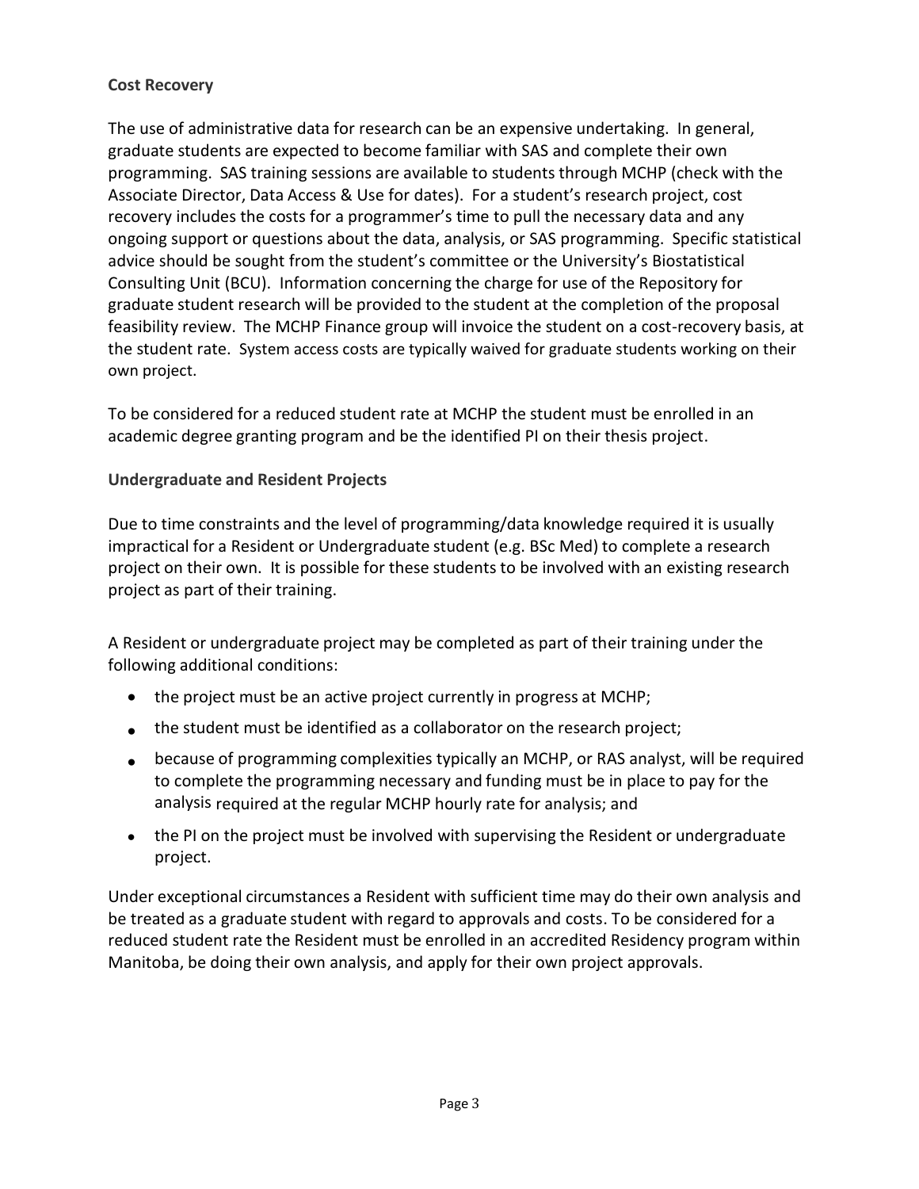### Cost Recovery

The use of administrative data for research can be an expensive undertaking. In general, graduate students are expected to become familiar with SAS and complete their own programming. SAS training sessions are available to students through MCHP (check with the Associate Director, Data Access & Use for dates). For a student's research project, cost recovery includes the costs for a programmer's time to pull the necessary data and any ongoing support or questions about the data, analysis, or SAS programming. Specific statistical advice should be sought from the student's committee or the University's Biostatistical Consulting Unit (BCU). Information concerning the charge for use of the Repository for graduate student research will be provided to the student at the completion of the proposal feasibility review. The MCHP Finance group will invoice the student on a cost-recovery basis, at the student rate. System access costs are typically waived for graduate students working on their own project.

To be considered for a reduced student rate at MCHP the student must be enrolled in an academic degree granting program and be the identified PI on their thesis project.

### Undergraduate and Resident Projects

Due to time constraints and the level of programming/data knowledge required it is usually impractical for a Resident or Undergraduate student (e.g. BSc Med) to complete a research project on their own. It is possible for these students to be involved with an existing research project as part of their training.

A Resident or undergraduate project may be completed as part of their training under the following additional conditions:

- the project must be an active project currently in progress at MCHP;
- the student must be identified as a collaborator on the research project;
- because of programming complexities typically an MCHP, or RAS analyst, will be required to complete the programming necessary and funding must be in place to pay for the analysis required at the regular MCHP hourly rate for analysis; and
- the PI on the project must be involved with supervising the Resident or undergraduate project.

Under exceptional circumstances a Resident with sufficient time may do their own analysis and be treated as a graduate student with regard to approvals and costs. To be considered for a reduced student rate the Resident must be enrolled in an accredited Residency program within Manitoba, be doing their own analysis, and apply for their own project approvals.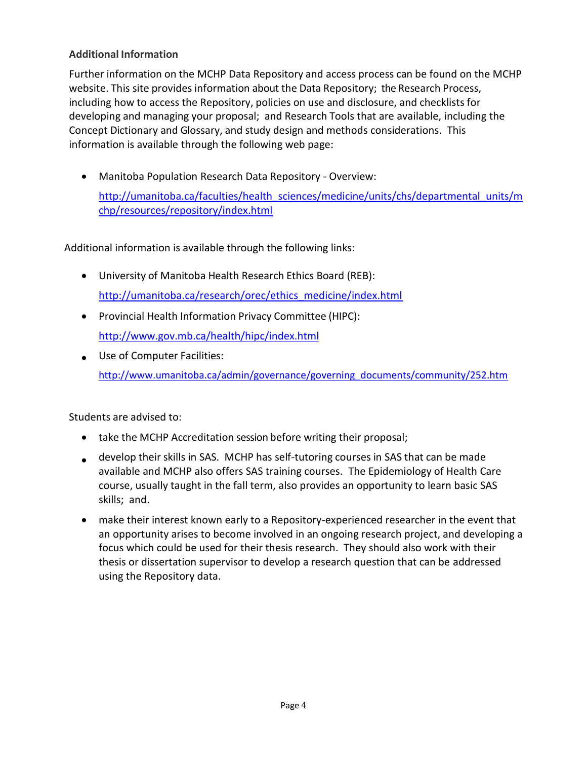### Additional Information

Further information on the MCHP Data Repository and access process can be found on the MCHP website. This site provides information about the Data Repository; the Research Process, including how to access the Repository, policies on use and disclosure, and checklists for developing and managing your proposal; and Research Tools that are available, including the Concept Dictionary and Glossary, and study design and methods considerations. This information is available through the following web page:

- Manitoba Population Research Data Repository - Overview:

  http://umanitoba.ca/faculties/health_sciences/medicine/units/chs/departmental_units/mchp/resources/repository/index.html

Additional information is available through the following links:

- University of Manitoba Health Research Ethics Board (REB):

  http://umanitoba.ca/research/orec/ethics_medicine/index.html

- Provincial Health Information Privacy Committee (HIPC):

  http://www.gov.mb.ca/health/hipc/index.html

- Use of Computer Facilities:

  http://www.umanitoba.ca/admin/governance/governing_documents/community/252.htm

Students are advised to:

- take the MCHP Accreditation session before writing their proposal;
- develop their skills in SAS. MCHP has self-tutoring courses in SAS that can be made available and MCHP also offers SAS training courses. The Epidemiology of Health Care course, usually taught in the fall term, also provides an opportunity to learn basic SAS skills; and.
- make their interest known early to a Repository-experienced researcher in the event that an opportunity arises to become involved in an ongoing research project, and developing a focus which could be used for their thesis research. They should also work with their thesis or dissertation supervisor to develop a research question that can be addressed using the Repository data.